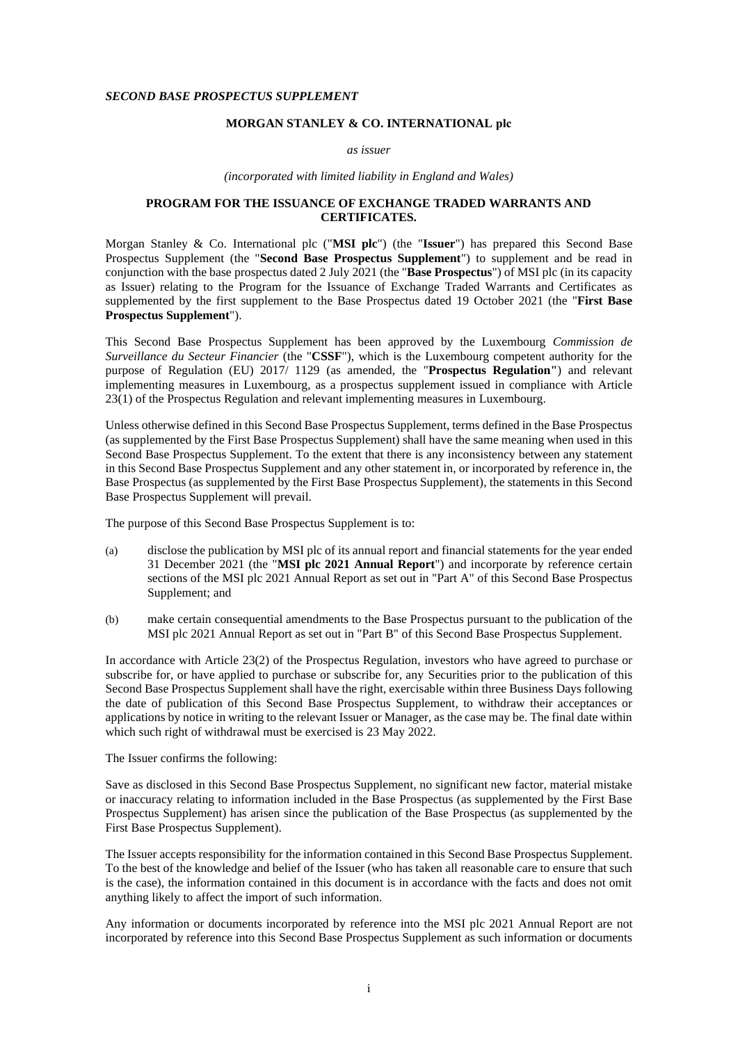*SECOND BASE PROSPECTUS SUPPLEMENT*

**MORGAN STANLEY & CO. INTERNATIONAL plc**

*as issuer*

*(incorporated with limited liability in England and Wales)*

**PROGRAM FOR THE ISSUANCE OF EXCHANGE TRADED WARRANTS AND CERTIFICATES.**

Morgan Stanley & Co. International plc ("**MSI plc**") (the "**Issuer**") has prepared this Second Base Prospectus Supplement (the "**Second Base Prospectus Supplement**") to supplement and be read in conjunction with the base prospectus dated 2 July 2021 (the "**Base Prospectus**") of MSI plc (in its capacity as Issuer) relating to the Program for the Issuance of Exchange Traded Warrants and Certificates as supplemented by the first supplement to the Base Prospectus dated 19 October 2021 (the "**First Base Prospectus Supplement**").

This Second Base Prospectus Supplement has been approved by the Luxembourg *Commission de Surveillance du Secteur Financier* (the "**CSSF**"), which is the Luxembourg competent authority for the purpose of Regulation (EU) 2017/ 1129 (as amended, the "**Prospectus Regulation"**) and relevant implementing measures in Luxembourg, as a prospectus supplement issued in compliance with Article 23(1) of the Prospectus Regulation and relevant implementing measures in Luxembourg.

Unless otherwise defined in this Second Base Prospectus Supplement, terms defined in the Base Prospectus (as supplemented by the First Base Prospectus Supplement) shall have the same meaning when used in this Second Base Prospectus Supplement. To the extent that there is any inconsistency between any statement in this Second Base Prospectus Supplement and any other statement in, or incorporated by reference in, the Base Prospectus (as supplemented by the First Base Prospectus Supplement), the statements in this Second Base Prospectus Supplement will prevail.

The purpose of this Second Base Prospectus Supplement is to:

(a) disclose the publication by MSI plc of its annual report and financial statements for the year ended 31 December 2021 (the "**MSI plc 2021 Annual Report**") and incorporate by reference certain sections of the MSI plc 2021 Annual Report as set out in "Part A" of this Second Base Prospectus Supplement; and

(b) make certain consequential amendments to the Base Prospectus pursuant to the publication of the MSI plc 2021 Annual Report as set out in "Part B" of this Second Base Prospectus Supplement.

In accordance with Article 23(2) of the Prospectus Regulation, investors who have agreed to purchase or subscribe for, or have applied to purchase or subscribe for, any Securities prior to the publication of this Second Base Prospectus Supplement shall have the right, exercisable within three Business Days following the date of publication of this Second Base Prospectus Supplement, to withdraw their acceptances or applications by notice in writing to the relevant Issuer or Manager, as the case may be. The final date within which such right of withdrawal must be exercised is 23 May 2022.

The Issuer confirms the following:

Save as disclosed in this Second Base Prospectus Supplement, no significant new factor, material mistake or inaccuracy relating to information included in the Base Prospectus (as supplemented by the First Base Prospectus Supplement) has arisen since the publication of the Base Prospectus (as supplemented by the First Base Prospectus Supplement).

The Issuer accepts responsibility for the information contained in this Second Base Prospectus Supplement. To the best of the knowledge and belief of the Issuer (who has taken all reasonable care to ensure that such is the case), the information contained in this document is in accordance with the facts and does not omit anything likely to affect the import of such information.

Any information or documents incorporated by reference into the MSI plc 2021 Annual Report are not incorporated by reference into this Second Base Prospectus Supplement as such information or documents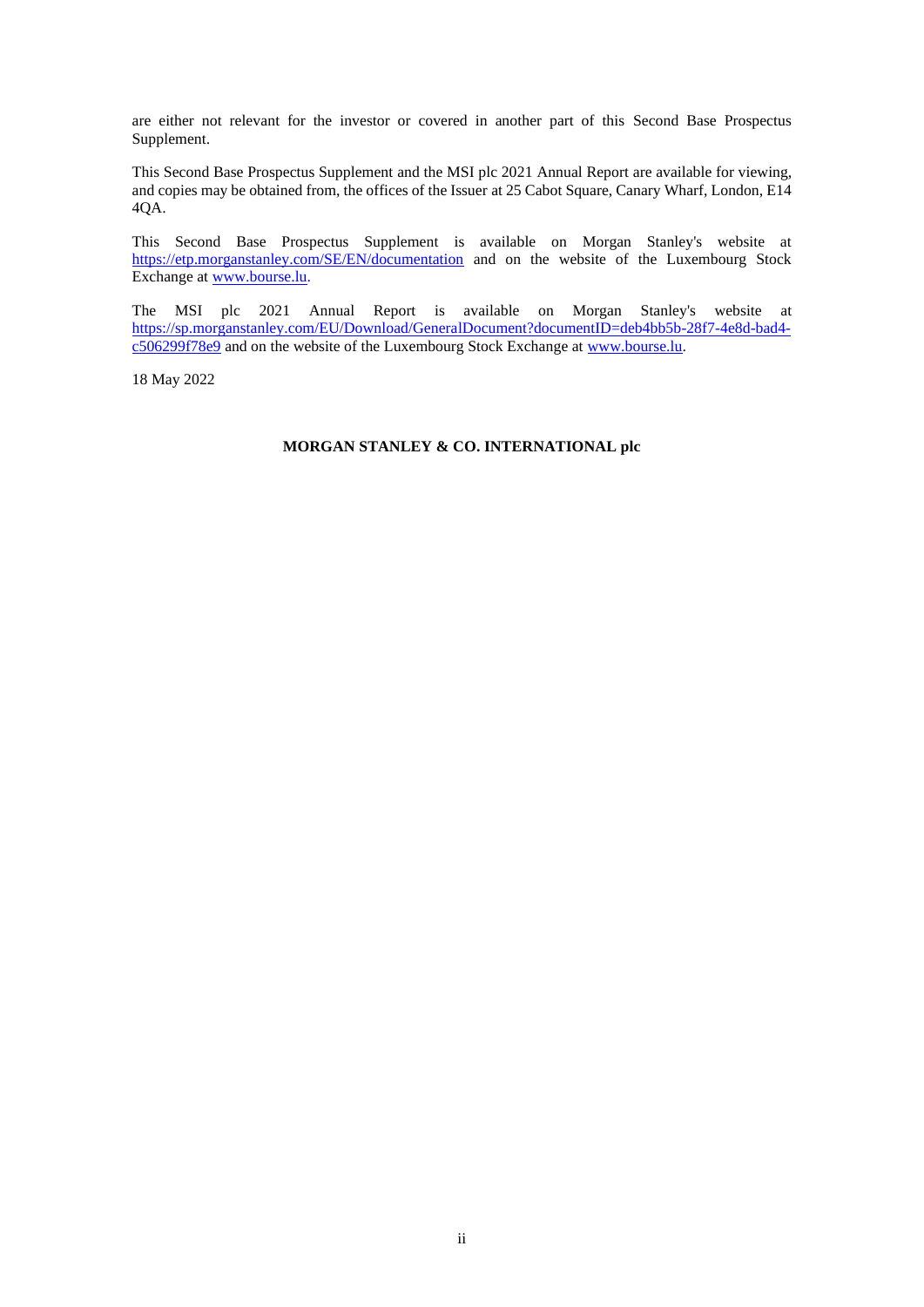are either not relevant for the investor or covered in another part of this Second Base Prospectus Supplement.

This Second Base Prospectus Supplement and the MSI plc 2021 Annual Report are available for viewing, and copies may be obtained from, the offices of the Issuer at 25 Cabot Square, Canary Wharf, London, E14 4QA.

This Second Base Prospectus Supplement is available on Morgan Stanley's website at https://etp.morganstanley.com/SE/EN/documentation and on the website of the Luxembourg Stock Exchange at www.bourse.lu.

The MSI plc 2021 Annual Report is available on Morgan Stanley's website at https://sp.morganstanley.com/EU/Download/GeneralDocument?documentID=deb4bb5b-28f7-4e8d-bad4-c506299f78e9 and on the website of the Luxembourg Stock Exchange at www.bourse.lu.

18 May 2022

**MORGAN STANLEY & CO. INTERNATIONAL plc**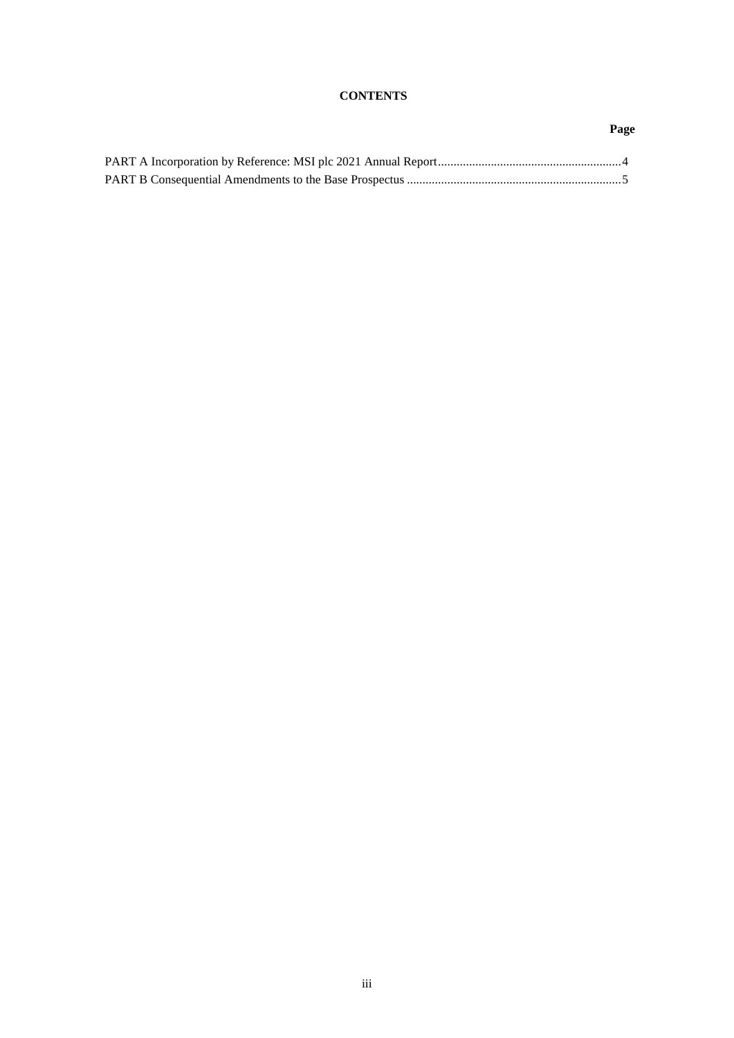**CONTENTS**

**Page**

PART A Incorporation by Reference: MSI plc 2021 Annual Report..........................................................4

PART B Consequential Amendments to the Base Prospectus ....................................................................5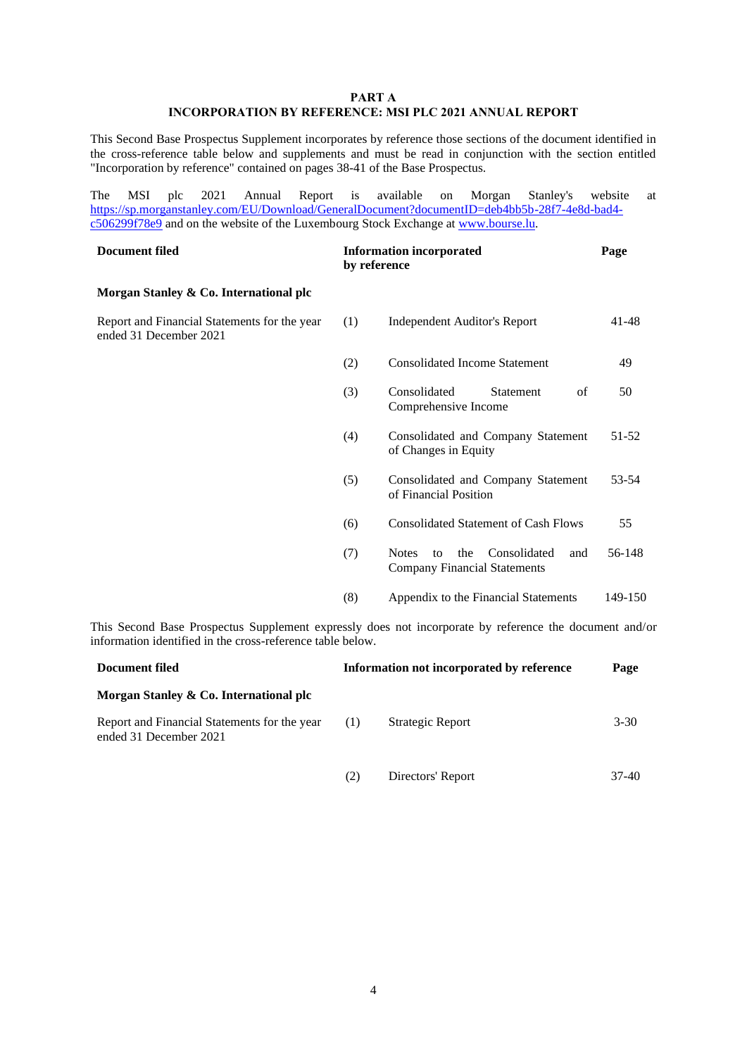# PART A

## INCORPORATION BY REFERENCE: MSI PLC 2021 ANNUAL REPORT

This Second Base Prospectus Supplement incorporates by reference those sections of the document identified in the cross-reference table below and supplements and must be read in conjunction with the section entitled "Incorporation by reference" contained on pages 38-41 of the Base Prospectus.

The MSI plc 2021 Annual Report is available on Morgan Stanley's website at https://sp.morganstanley.com/EU/Download/GeneralDocument?documentID=deb4bb5b-28f7-4e8d-bad4-c506299f78e9 and on the website of the Luxembourg Stock Exchange at www.bourse.lu.

| Document filed | Information incorporated by reference | | Page |
|---|---|---|---|
| **Morgan Stanley & Co. International plc** | | | |
| Report and Financial Statements for the year ended 31 December 2021 | (1) | Independent Auditor's Report | 41-48 |
| | (2) | Consolidated Income Statement | 49 |
| | (3) | Consolidated Statement of Comprehensive Income | 50 |
| | (4) | Consolidated and Company Statement of Changes in Equity | 51-52 |
| | (5) | Consolidated and Company Statement of Financial Position | 53-54 |
| | (6) | Consolidated Statement of Cash Flows | 55 |
| | (7) | Notes to the Consolidated and Company Financial Statements | 56-148 |
| | (8) | Appendix to the Financial Statements | 149-150 |

This Second Base Prospectus Supplement expressly does not incorporate by reference the document and/or information identified in the cross-reference table below.

| Document filed | Information not incorporated by reference | | Page |
|---|---|---|---|
| **Morgan Stanley & Co. International plc** | | | |
| Report and Financial Statements for the year ended 31 December 2021 | (1) | Strategic Report | 3-30 |
| | (2) | Directors' Report | 37-40 |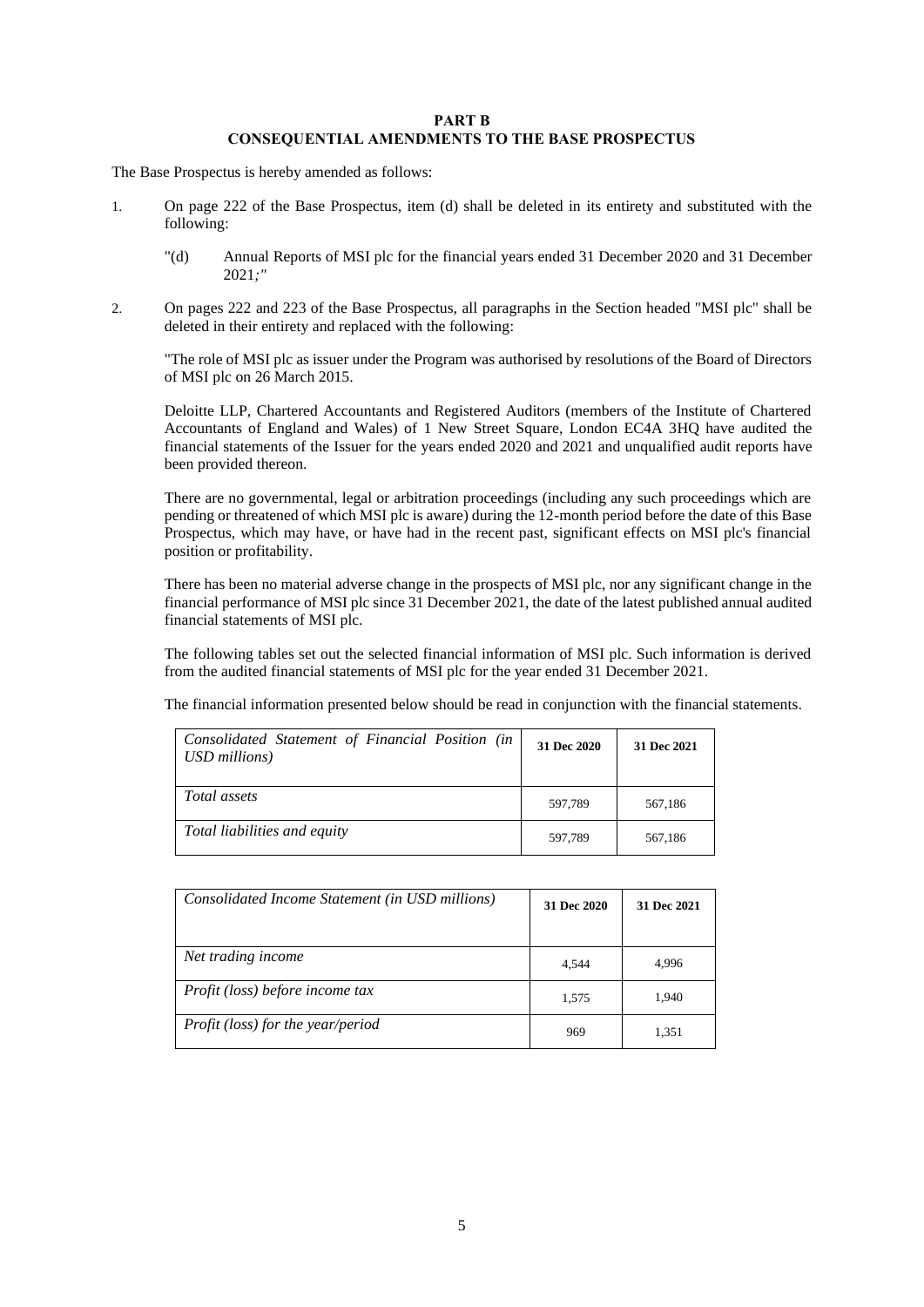# PART B
## CONSEQUENTIAL AMENDMENTS TO THE BASE PROSPECTUS

The Base Prospectus is hereby amended as follows:

1. On page 222 of the Base Prospectus, item (d) shall be deleted in its entirety and substituted with the following:

   "(d) Annual Reports of MSI plc for the financial years ended 31 December 2020 and 31 December 2021;"

2. On pages 222 and 223 of the Base Prospectus, all paragraphs in the Section headed "MSI plc" shall be deleted in their entirety and replaced with the following:

   "The role of MSI plc as issuer under the Program was authorised by resolutions of the Board of Directors of MSI plc on 26 March 2015.

   Deloitte LLP, Chartered Accountants and Registered Auditors (members of the Institute of Chartered Accountants of England and Wales) of 1 New Street Square, London EC4A 3HQ have audited the financial statements of the Issuer for the years ended 2020 and 2021 and unqualified audit reports have been provided thereon.

   There are no governmental, legal or arbitration proceedings (including any such proceedings which are pending or threatened of which MSI plc is aware) during the 12-month period before the date of this Base Prospectus, which may have, or have had in the recent past, significant effects on MSI plc's financial position or profitability.

   There has been no material adverse change in the prospects of MSI plc, nor any significant change in the financial performance of MSI plc since 31 December 2021, the date of the latest published annual audited financial statements of MSI plc.

   The following tables set out the selected financial information of MSI plc. Such information is derived from the audited financial statements of MSI plc for the year ended 31 December 2021.

   The financial information presented below should be read in conjunction with the financial statements.

| *Consolidated Statement of Financial Position (in USD millions)* | **31 Dec 2020** | **31 Dec 2021** |
|---|---|---|
| *Total assets* | 597,789 | 567,186 |
| *Total liabilities and equity* | 597,789 | 567,186 |

| *Consolidated Income Statement (in USD millions)* | **31 Dec 2020** | **31 Dec 2021** |
|---|---|---|
| *Net trading income* | 4,544 | 4,996 |
| *Profit (loss) before income tax* | 1,575 | 1,940 |
| *Profit (loss) for the year/period* | 969 | 1,351 |